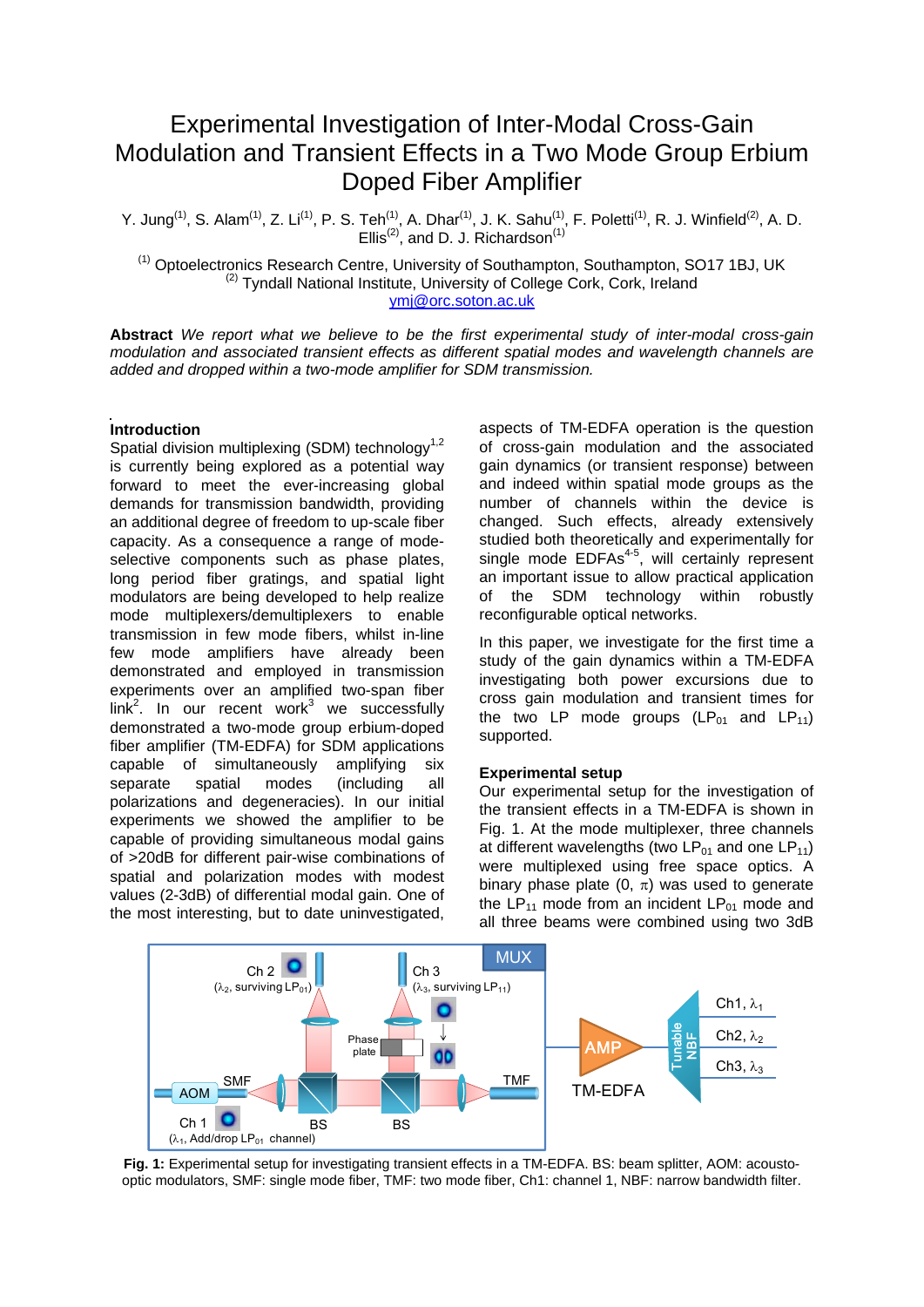# Experimental Investigation of Inter-Modal Cross-Gain Modulation and Transient Effects in a Two Mode Group Erbium Doped Fiber Amplifier

Y. Jung[(1)], S. Alam[(1)], Z. Li[(1)], P. S. Teh[(1)], A. Dhar[(1)], J. K. Sahu[(1)], F. Poletti[(1)], R. J. Winfield[(2)], A. D. Ellis[(2)], and D. J. Richardson[(1)]

[(1)] Optoelectronics Research Centre, University of Southampton, Southampton, SO17 1BJ, UK
[(2)] Tyndall National Institute, University of College Cork, Cork, Ireland
ymj@orc.soton.ac.uk

**Abstract** *We report what we believe to be the first experimental study of inter-modal cross-gain modulation and associated transient effects as different spatial modes and wavelength channels are added and dropped within a two-mode amplifier for SDM transmission.*

## Introduction

Spatial division multiplexing (SDM) technology[1,2] is currently being explored as a potential way forward to meet the ever-increasing global demands for transmission bandwidth, providing an additional degree of freedom to up-scale fiber capacity. As a consequence a range of mode-selective components such as phase plates, long period fiber gratings, and spatial light modulators are being developed to help realize mode multiplexers/demultiplexers to enable transmission in few mode fibers, whilst in-line few mode amplifiers have already been demonstrated and employed in transmission experiments over an amplified two-span fiber link[2]. In our recent work[3] we successfully demonstrated a two-mode group erbium-doped fiber amplifier (TM-EDFA) for SDM applications capable of simultaneously amplifying six separate spatial modes (including all polarizations and degeneracies). In our initial experiments we showed the amplifier to be capable of providing simultaneous modal gains of >20dB for different pair-wise combinations of spatial and polarization modes with modest values (2-3dB) of differential modal gain. One of the most interesting, but to date uninvestigated, aspects of TM-EDFA operation is the question of cross-gain modulation and the associated gain dynamics (or transient response) between and indeed within spatial mode groups as the number of channels within the device is changed. Such effects, already extensively studied both theoretically and experimentally for single mode EDFAs[4-5], will certainly represent an important issue to allow practical application of the SDM technology within robustly reconfigurable optical networks.

In this paper, we investigate for the first time a study of the gain dynamics within a TM-EDFA investigating both power excursions due to cross gain modulation and transient times for the two LP mode groups ($LP_{01}$ and $LP_{11}$) supported.

## Experimental setup

Our experimental setup for the investigation of the transient effects in a TM-EDFA is shown in Fig. 1. At the mode multiplexer, three channels at different wavelengths (two $LP_{01}$ and one $LP_{11}$) were multiplexed using free space optics. A binary phase plate (0, $\pi$) was used to generate the $LP_{11}$ mode from an incident $LP_{01}$ mode and all three beams were combined using two 3dB

**Fig. 1:** Experimental setup for investigating transient effects in a TM-EDFA. BS: beam splitter, AOM: acousto-optic modulators, SMF: single mode fiber, TMF: two mode fiber, Ch1: channel 1, NBF: narrow bandwidth filter.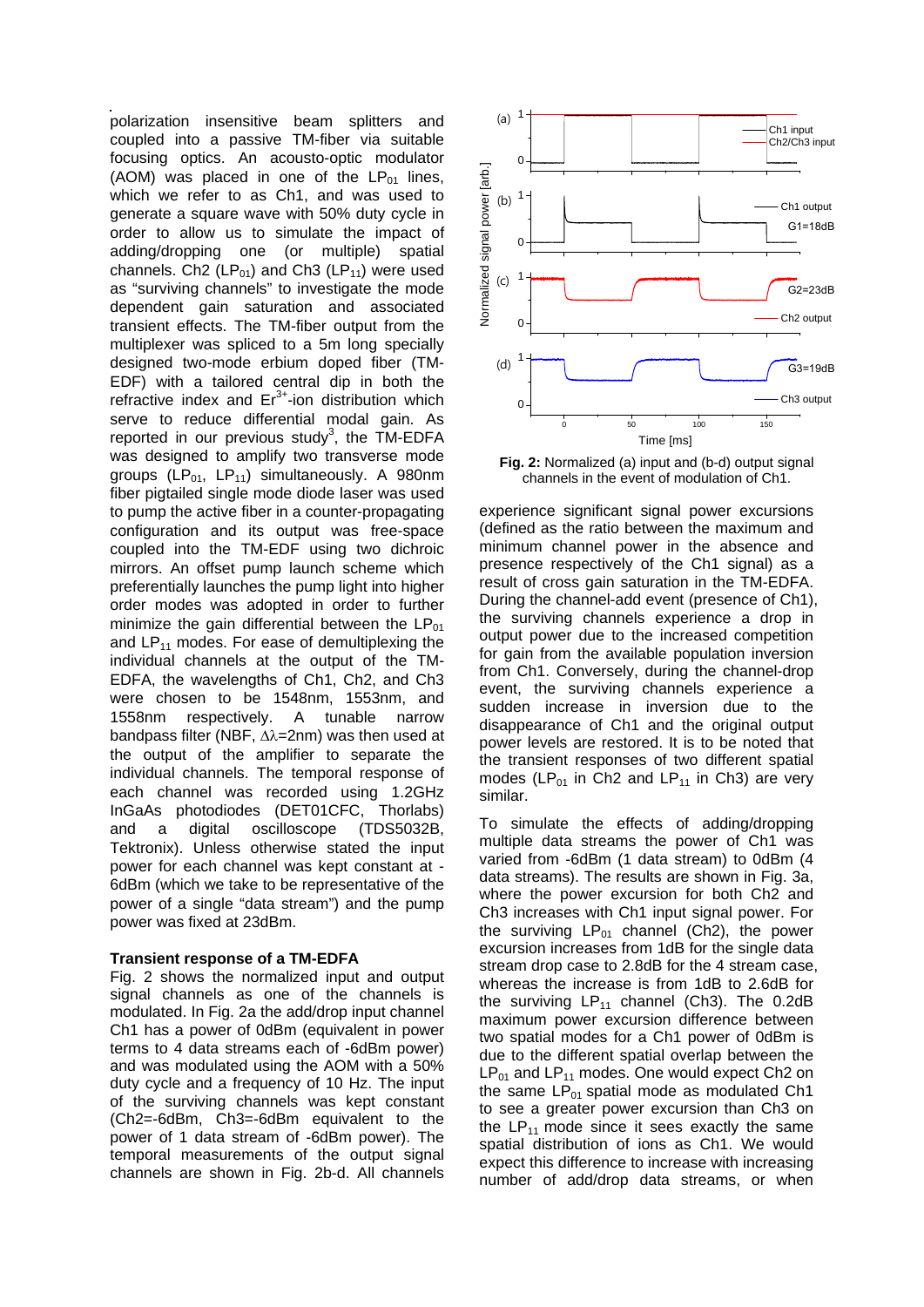polarization insensitive beam splitters and coupled into a passive TM-fiber via suitable focusing optics. An acousto-optic modulator (AOM) was placed in one of the $LP_{01}$ lines, which we refer to as Ch1, and was used to generate a square wave with 50% duty cycle in order to allow us to simulate the impact of adding/dropping one (or multiple) spatial channels. Ch2 ($LP_{01}$) and Ch3 ($LP_{11}$) were used as "surviving channels" to investigate the mode dependent gain saturation and associated transient effects. The TM-fiber output from the multiplexer was spliced to a 5m long specially designed two-mode erbium doped fiber (TM-EDF) with a tailored central dip in both the refractive index and $Er^{3+}$-ion distribution which serve to reduce differential modal gain. As reported in our previous study[3], the TM-EDFA was designed to amplify two transverse mode groups ($LP_{01}$, $LP_{11}$) simultaneously. A 980nm fiber pigtailed single mode diode laser was used to pump the active fiber in a counter-propagating configuration and its output was free-space coupled into the TM-EDF using two dichroic mirrors. An offset pump launch scheme which preferentially launches the pump light into higher order modes was adopted in order to further minimize the gain differential between the $LP_{01}$ and $LP_{11}$ modes. For ease of demultiplexing the individual channels at the output of the TM-EDFA, the wavelengths of Ch1, Ch2, and Ch3 were chosen to be 1548nm, 1553nm, and 1558nm respectively. A tunable narrow bandpass filter (NBF, $\Delta\lambda$=2nm) was then used at the output of the amplifier to separate the individual channels. The temporal response of each channel was recorded using 1.2GHz InGaAs photodiodes (DET01CFC, Thorlabs) and a digital oscilloscope (TDS5032B, Tektronix). Unless otherwise stated the input power for each channel was kept constant at -6dBm (which we take to be representative of the power of a single "data stream") and the pump power was fixed at 23dBm.

**Transient response of a TM-EDFA**

Fig. 2 shows the normalized input and output signal channels as one of the channels is modulated. In Fig. 2a the add/drop input channel Ch1 has a power of 0dBm (equivalent in power terms to 4 data streams each of -6dBm power) and was modulated using the AOM with a 50% duty cycle and a frequency of 10 Hz. The input of the surviving channels was kept constant (Ch2=-6dBm, Ch3=-6dBm equivalent to the power of 1 data stream of -6dBm power). The temporal measurements of the output signal channels are shown in Fig. 2b-d. All channels

**Fig. 2:** Normalized (a) input and (b-d) output signal channels in the event of modulation of Ch1.

experience significant signal power excursions (defined as the ratio between the maximum and minimum channel power in the absence and presence respectively of the Ch1 signal) as a result of cross gain saturation in the TM-EDFA. During the channel-add event (presence of Ch1), the surviving channels experience a drop in output power due to the increased competition for gain from the available population inversion from Ch1. Conversely, during the channel-drop event, the surviving channels experience a sudden increase in inversion due to the disappearance of Ch1 and the original output power levels are restored. It is to be noted that the transient responses of two different spatial modes ($LP_{01}$ in Ch2 and $LP_{11}$ in Ch3) are very similar.

To simulate the effects of adding/dropping multiple data streams the power of Ch1 was varied from -6dBm (1 data stream) to 0dBm (4 data streams). The results are shown in Fig. 3a, where the power excursion for both Ch2 and Ch3 increases with Ch1 input signal power. For the surviving $LP_{01}$ channel (Ch2), the power excursion increases from 1dB for the single data stream drop case to 2.8dB for the 4 stream case, whereas the increase is from 1dB to 2.6dB for the surviving $LP_{11}$ channel (Ch3). The 0.2dB maximum power excursion difference between two spatial modes for a Ch1 power of 0dBm is due to the different spatial overlap between the $LP_{01}$ and $LP_{11}$ modes. One would expect Ch2 on the same $LP_{01}$ spatial mode as modulated Ch1 to see a greater power excursion than Ch3 on the $LP_{11}$ mode since it sees exactly the same spatial distribution of ions as Ch1. We would expect this difference to increase with increasing number of add/drop data streams, or when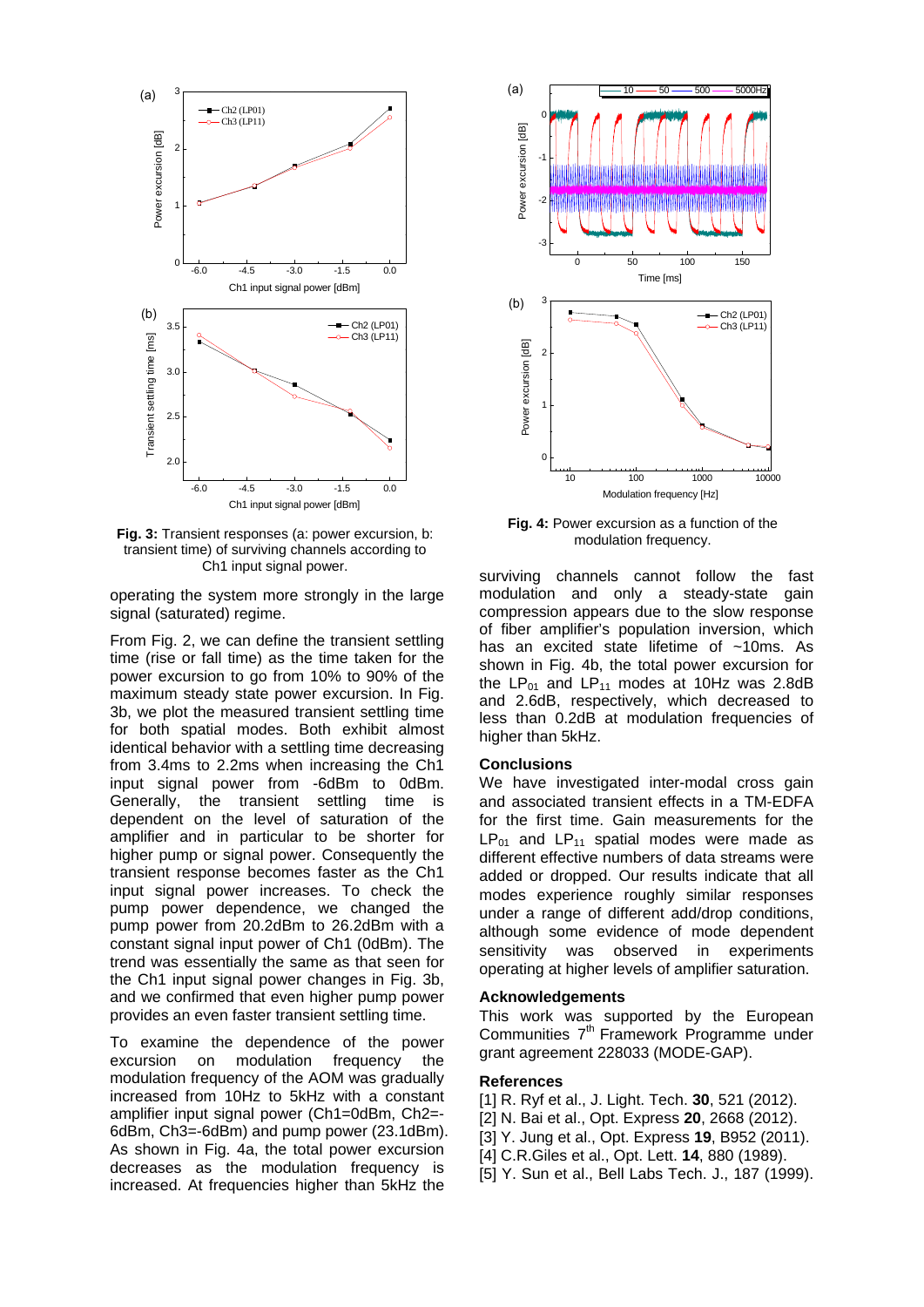(a)

Power excursion [dB]

Ch2 (LP01)
Ch3 (LP11)

Ch1 input signal power [dBm]

(b)

Transient settling time [ms]

Ch2 (LP01)
Ch3 (LP11)

Ch1 input signal power [dBm]

**Fig. 3:** Transient responses (a: power excursion, b: transient time) of surviving channels according to Ch1 input signal power.

operating the system more strongly in the large signal (saturated) regime.

From Fig. 2, we can define the transient settling time (rise or fall time) as the time taken for the power excursion to go from 10% to 90% of the maximum steady state power excursion. In Fig. 3b, we plot the measured transient settling time for both spatial modes. Both exhibit almost identical behavior with a settling time decreasing from 3.4ms to 2.2ms when increasing the Ch1 input signal power from -6dBm to 0dBm. Generally, the transient settling time is dependent on the level of saturation of the amplifier and in particular to be shorter for higher pump or signal power. Consequently the transient response becomes faster as the Ch1 input signal power increases. To check the pump power dependence, we changed the pump power from 20.2dBm to 26.2dBm with a constant signal input power of Ch1 (0dBm). The trend was essentially the same as that seen for the Ch1 input signal power changes in Fig. 3b, and we confirmed that even higher pump power provides an even faster transient settling time.

To examine the dependence of the power excursion on modulation frequency the modulation frequency of the AOM was gradually increased from 10Hz to 5kHz with a constant amplifier input signal power (Ch1=0dBm, Ch2=-6dBm, Ch3=-6dBm) and pump power (23.1dBm). As shown in Fig. 4a, the total power excursion decreases as the modulation frequency is increased. At frequencies higher than 5kHz the surviving channels cannot follow the fast modulation and only a steady-state gain compression appears due to the slow response of fiber amplifier's population inversion, which has an excited state lifetime of ~10ms. As shown in Fig. 4b, the total power excursion for the $LP_{01}$ and $LP_{11}$ modes at 10Hz was 2.8dB and 2.6dB, respectively, which decreased to less than 0.2dB at modulation frequencies of higher than 5kHz.

(a)

10 50 500 5000Hz

Power excursion [dB]

Time [ms]

(b)

Power excursion [dB]

Ch2 (LP01)
Ch3 (LP11)

Modulation frequency [Hz]

**Fig. 4:** Power excursion as a function of the modulation frequency.

## Conclusions

We have investigated inter-modal cross gain and associated transient effects in a TM-EDFA for the first time. Gain measurements for the $LP_{01}$ and $LP_{11}$ spatial modes were made as different effective numbers of data streams were added or dropped. Our results indicate that all modes experience roughly similar responses under a range of different add/drop conditions, although some evidence of mode dependent sensitivity was observed in experiments operating at higher levels of amplifier saturation.

## Acknowledgements

This work was supported by the European Communities $7^{th}$ Framework Programme under grant agreement 228033 (MODE-GAP).

## References

[1] R. Ryf et al., J. Light. Tech. **30**, 521 (2012).
[2] N. Bai et al., Opt. Express **20**, 2668 (2012).
[3] Y. Jung et al., Opt. Express **19**, B952 (2011).
[4] C.R.Giles et al., Opt. Lett. **14**, 880 (1989).
[5] Y. Sun et al., Bell Labs Tech. J., 187 (1999).